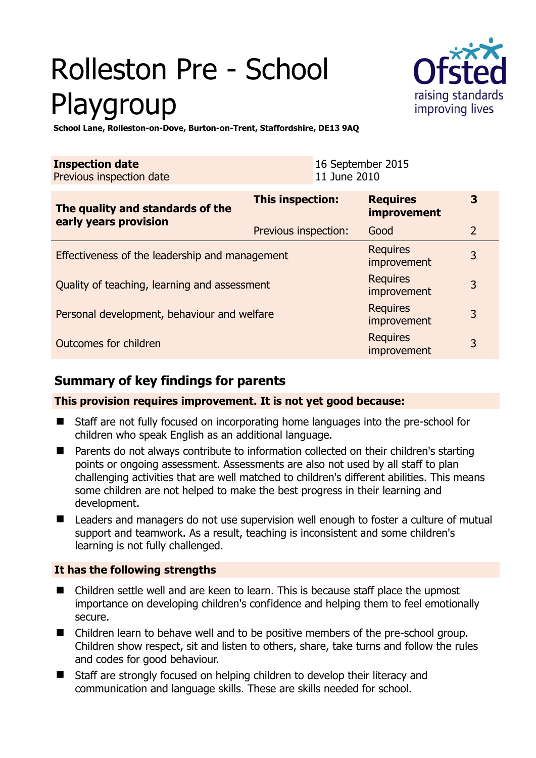# Rolleston Pre - School Playgroup

**School Lane, Rolleston-on-Dove, Burton-on-Trent, Staffordshire, DE13 9AQ**

| **Inspection date** | 16 September 2015 |
|---|---|
| Previous inspection date | 11 June 2010 |

| **The quality and standards of the early years provision** | **This inspection:** | **Requires improvement** | **3** |
|---|---|---|---|
| | Previous inspection: | Good | 2 |
| Effectiveness of the leadership and management | | Requires improvement | 3 |
| Quality of teaching, learning and assessment | | Requires improvement | 3 |
| Personal development, behaviour and welfare | | Requires improvement | 3 |
| Outcomes for children | | Requires improvement | 3 |

## Summary of key findings for parents

**This provision requires improvement. It is not yet good because:**

- Staff are not fully focused on incorporating home languages into the pre-school for children who speak English as an additional language.
- Parents do not always contribute to information collected on their children's starting points or ongoing assessment. Assessments are also not used by all staff to plan challenging activities that are well matched to children's different abilities. This means some children are not helped to make the best progress in their learning and development.
- Leaders and managers do not use supervision well enough to foster a culture of mutual support and teamwork. As a result, teaching is inconsistent and some children's learning is not fully challenged.

**It has the following strengths**

- Children settle well and are keen to learn. This is because staff place the upmost importance on developing children's confidence and helping them to feel emotionally secure.
- Children learn to behave well and to be positive members of the pre-school group. Children show respect, sit and listen to others, share, take turns and follow the rules and codes for good behaviour.
- Staff are strongly focused on helping children to develop their literacy and communication and language skills. These are skills needed for school.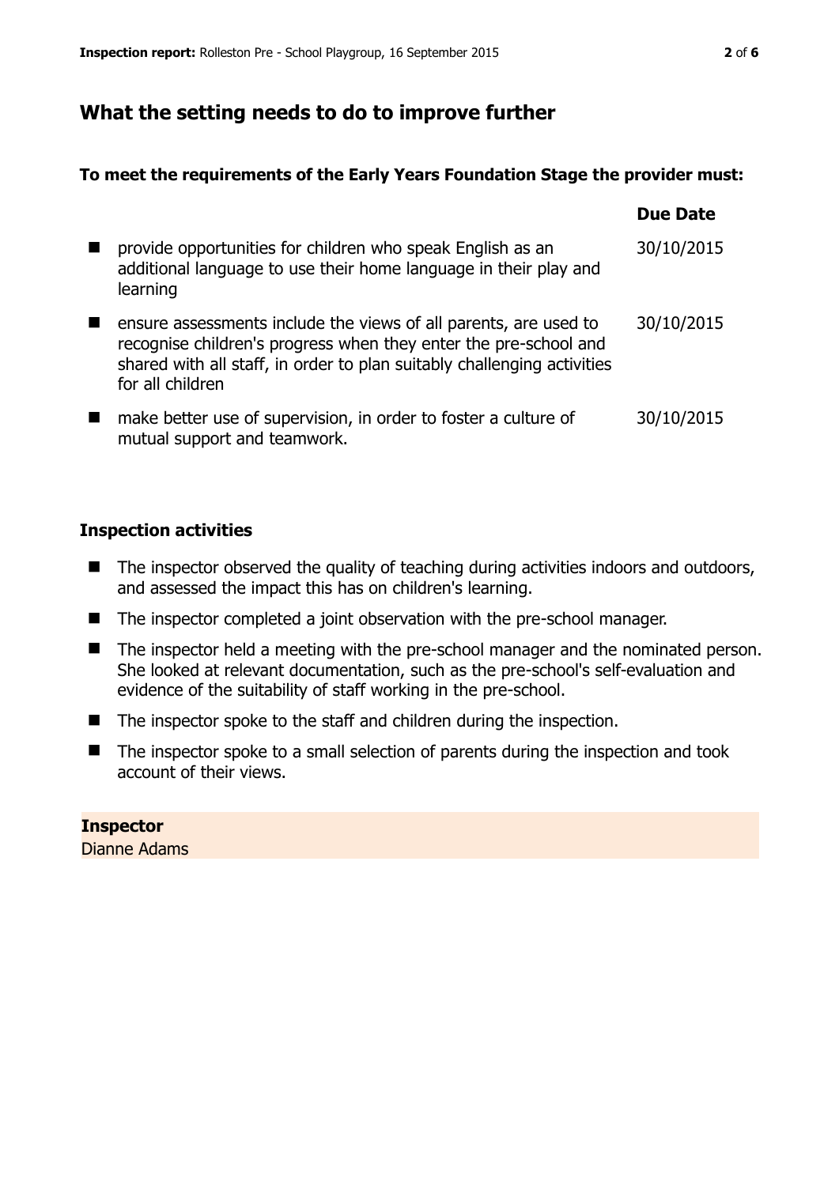## What the setting needs to do to improve further

**To meet the requirements of the Early Years Foundation Stage the provider must:**

| | Due Date |
|---|---|
| provide opportunities for children who speak English as an additional language to use their home language in their play and learning | 30/10/2015 |
| ensure assessments include the views of all parents, are used to recognise children's progress when they enter the pre-school and shared with all staff, in order to plan suitably challenging activities for all children | 30/10/2015 |
| make better use of supervision, in order to foster a culture of mutual support and teamwork. | 30/10/2015 |

### Inspection activities

- The inspector observed the quality of teaching during activities indoors and outdoors, and assessed the impact this has on children's learning.
- The inspector completed a joint observation with the pre-school manager.
- The inspector held a meeting with the pre-school manager and the nominated person. She looked at relevant documentation, such as the pre-school's self-evaluation and evidence of the suitability of staff working in the pre-school.
- The inspector spoke to the staff and children during the inspection.
- The inspector spoke to a small selection of parents during the inspection and took account of their views.

**Inspector**
Dianne Adams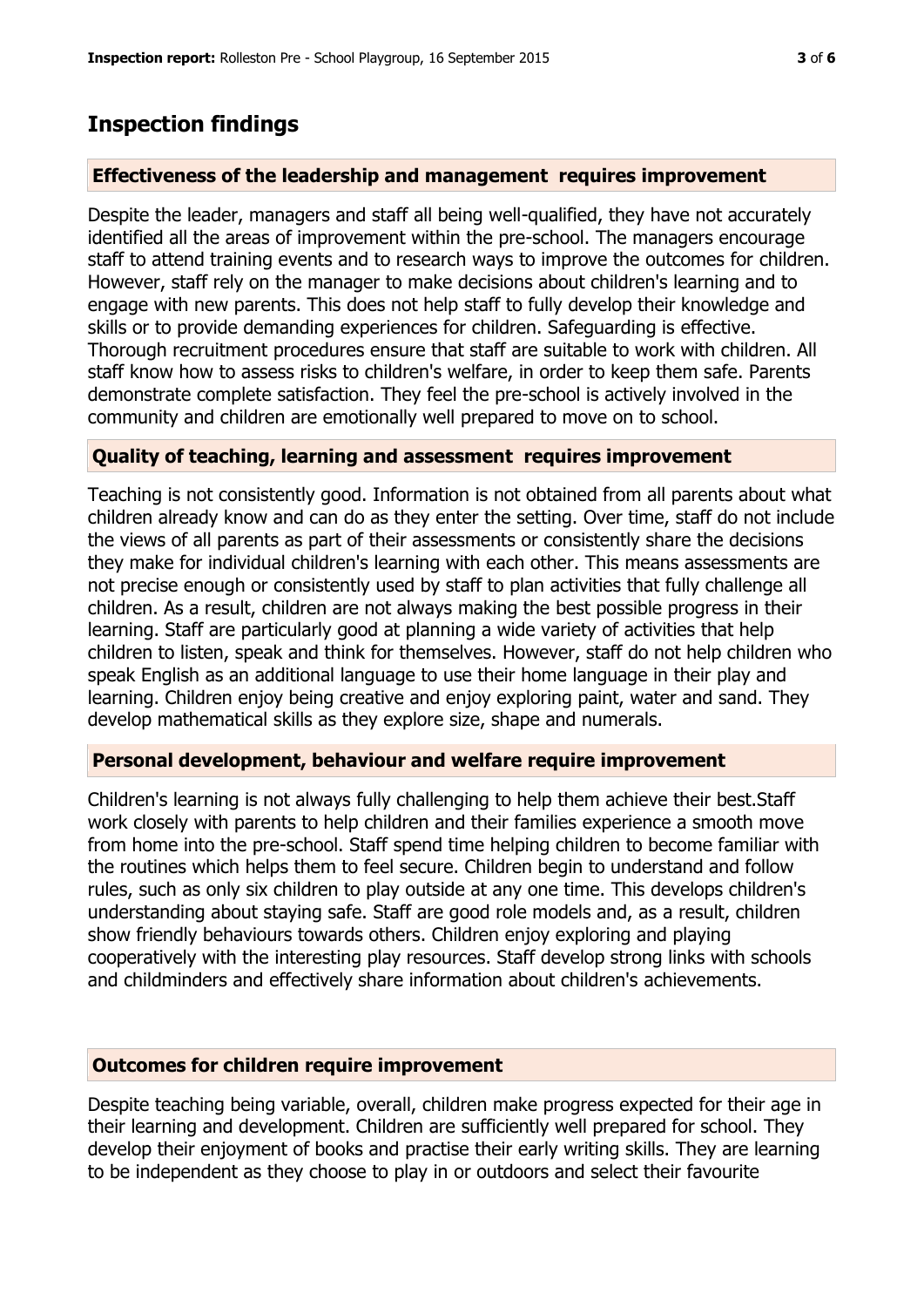## Inspection findings

### Effectiveness of the leadership and management requires improvement

Despite the leader, managers and staff all being well-qualified, they have not accurately identified all the areas of improvement within the pre-school. The managers encourage staff to attend training events and to research ways to improve the outcomes for children. However, staff rely on the manager to make decisions about children's learning and to engage with new parents. This does not help staff to fully develop their knowledge and skills or to provide demanding experiences for children. Safeguarding is effective. Thorough recruitment procedures ensure that staff are suitable to work with children. All staff know how to assess risks to children's welfare, in order to keep them safe. Parents demonstrate complete satisfaction. They feel the pre-school is actively involved in the community and children are emotionally well prepared to move on to school.

### Quality of teaching, learning and assessment requires improvement

Teaching is not consistently good. Information is not obtained from all parents about what children already know and can do as they enter the setting. Over time, staff do not include the views of all parents as part of their assessments or consistently share the decisions they make for individual children's learning with each other. This means assessments are not precise enough or consistently used by staff to plan activities that fully challenge all children. As a result, children are not always making the best possible progress in their learning. Staff are particularly good at planning a wide variety of activities that help children to listen, speak and think for themselves. However, staff do not help children who speak English as an additional language to use their home language in their play and learning. Children enjoy being creative and enjoy exploring paint, water and sand. They develop mathematical skills as they explore size, shape and numerals.

### Personal development, behaviour and welfare require improvement

Children's learning is not always fully challenging to help them achieve their best.Staff work closely with parents to help children and their families experience a smooth move from home into the pre-school. Staff spend time helping children to become familiar with the routines which helps them to feel secure. Children begin to understand and follow rules, such as only six children to play outside at any one time. This develops children's understanding about staying safe. Staff are good role models and, as a result, children show friendly behaviours towards others. Children enjoy exploring and playing cooperatively with the interesting play resources. Staff develop strong links with schools and childminders and effectively share information about children's achievements.

### Outcomes for children require improvement

Despite teaching being variable, overall, children make progress expected for their age in their learning and development. Children are sufficiently well prepared for school. They develop their enjoyment of books and practise their early writing skills. They are learning to be independent as they choose to play in or outdoors and select their favourite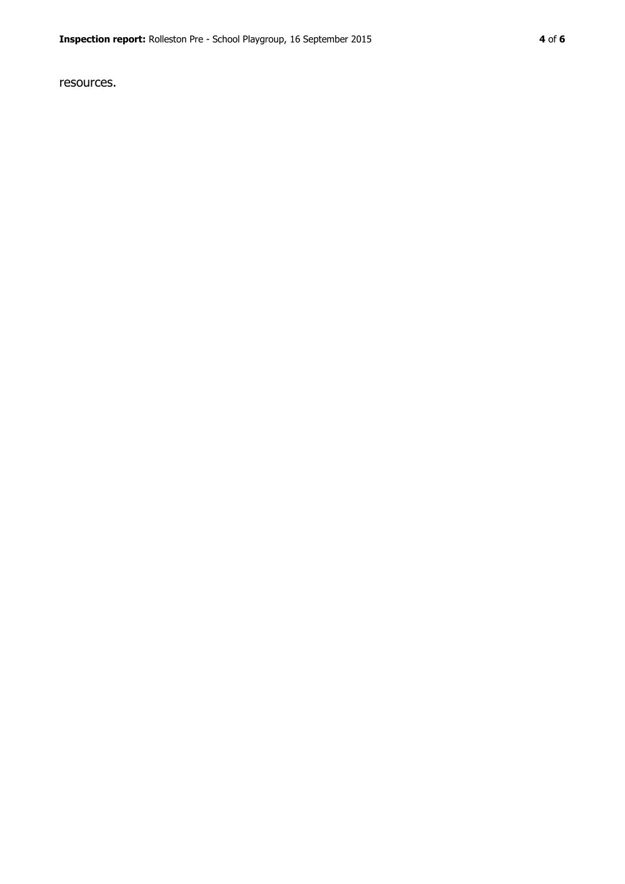resources.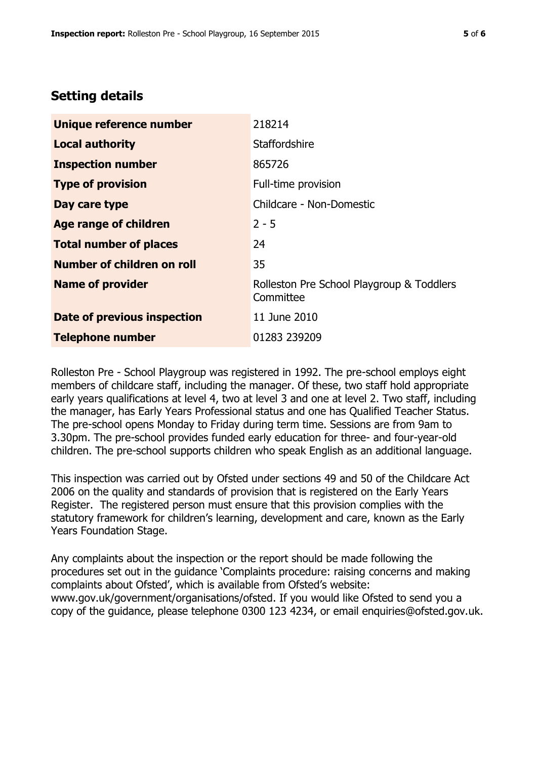## Setting details

| | |
|---|---|
| **Unique reference number** | 218214 |
| **Local authority** | Staffordshire |
| **Inspection number** | 865726 |
| **Type of provision** | Full-time provision |
| **Day care type** | Childcare - Non-Domestic |
| **Age range of children** | 2 - 5 |
| **Total number of places** | 24 |
| **Number of children on roll** | 35 |
| **Name of provider** | Rolleston Pre School Playgroup & Toddlers Committee |
| **Date of previous inspection** | 11 June 2010 |
| **Telephone number** | 01283 239209 |

Rolleston Pre - School Playgroup was registered in 1992. The pre-school employs eight members of childcare staff, including the manager. Of these, two staff hold appropriate early years qualifications at level 4, two at level 3 and one at level 2. Two staff, including the manager, has Early Years Professional status and one has Qualified Teacher Status. The pre-school opens Monday to Friday during term time. Sessions are from 9am to 3.30pm. The pre-school provides funded early education for three- and four-year-old children. The pre-school supports children who speak English as an additional language.

This inspection was carried out by Ofsted under sections 49 and 50 of the Childcare Act 2006 on the quality and standards of provision that is registered on the Early Years Register. The registered person must ensure that this provision complies with the statutory framework for children's learning, development and care, known as the Early Years Foundation Stage.

Any complaints about the inspection or the report should be made following the procedures set out in the guidance 'Complaints procedure: raising concerns and making complaints about Ofsted', which is available from Ofsted's website: www.gov.uk/government/organisations/ofsted. If you would like Ofsted to send you a copy of the guidance, please telephone 0300 123 4234, or email enquiries@ofsted.gov.uk.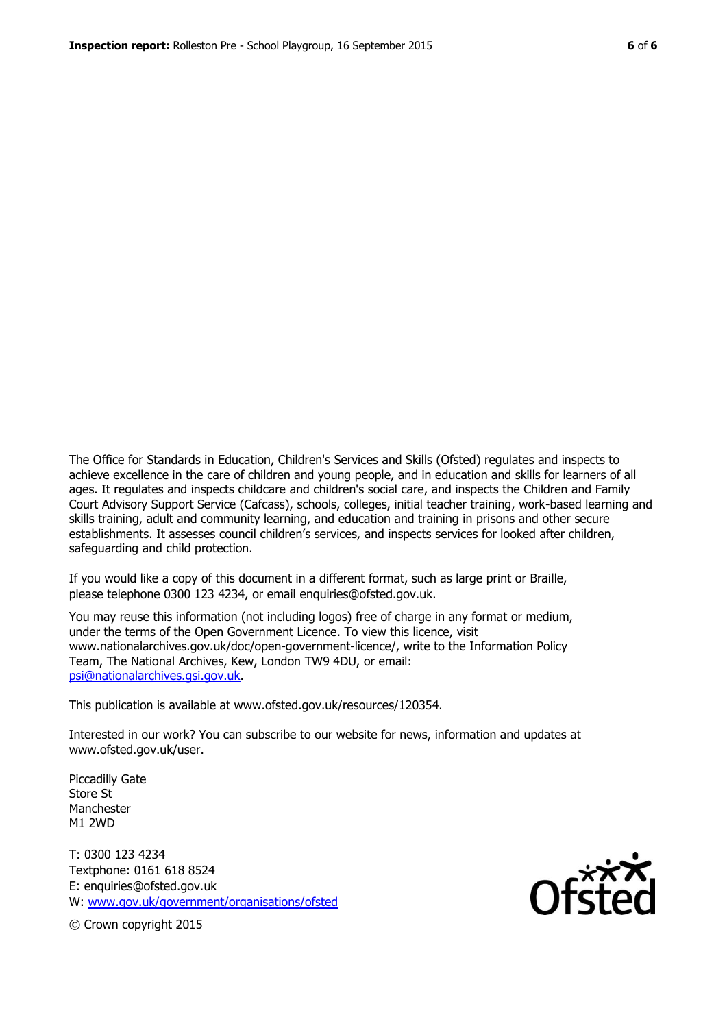The Office for Standards in Education, Children's Services and Skills (Ofsted) regulates and inspects to achieve excellence in the care of children and young people, and in education and skills for learners of all ages. It regulates and inspects childcare and children's social care, and inspects the Children and Family Court Advisory Support Service (Cafcass), schools, colleges, initial teacher training, work-based learning and skills training, adult and community learning, and education and training in prisons and other secure establishments. It assesses council children's services, and inspects services for looked after children, safeguarding and child protection.

If you would like a copy of this document in a different format, such as large print or Braille, please telephone 0300 123 4234, or email enquiries@ofsted.gov.uk.

You may reuse this information (not including logos) free of charge in any format or medium, under the terms of the Open Government Licence. To view this licence, visit www.nationalarchives.gov.uk/doc/open-government-licence/, write to the Information Policy Team, The National Archives, Kew, London TW9 4DU, or email: psi@nationalarchives.gsi.gov.uk.

This publication is available at www.ofsted.gov.uk/resources/120354.

Interested in our work? You can subscribe to our website for news, information and updates at www.ofsted.gov.uk/user.

Piccadilly Gate
Store St
Manchester
M1 2WD

T: 0300 123 4234
Textphone: 0161 618 8524
E: enquiries@ofsted.gov.uk
W: www.gov.uk/government/organisations/ofsted

© Crown copyright 2015